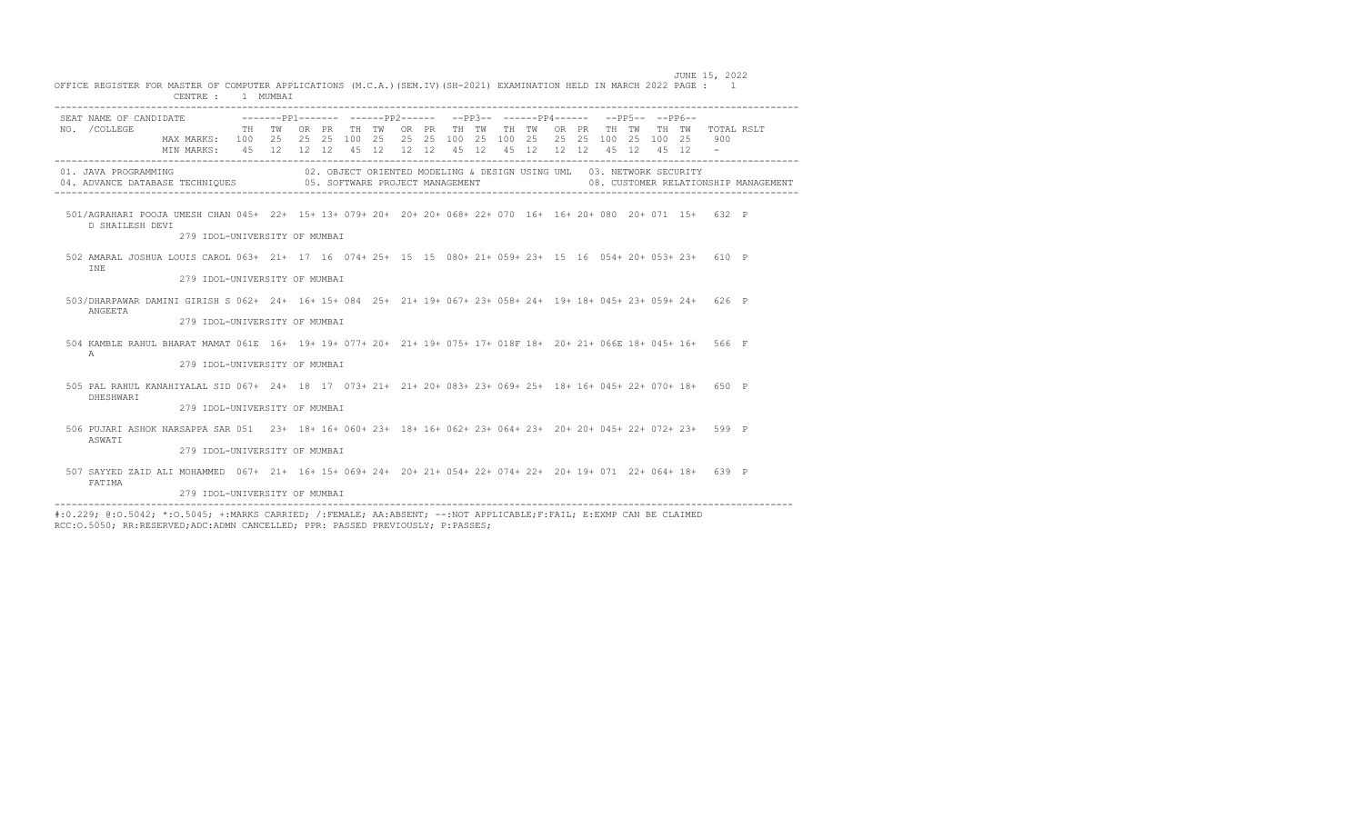JUNE 15, 2022

OFFICE REGISTER FOR MASTER OF COMPUTER APPLICATIONS (M.C.A.)(SEM.IV)(SH-2021) EXAMINATION HELD IN MARCH 2022 PAGE : 1

CENTRE : 1 MUMBAI

01. JAVA PROGRAMMING
02. OBJECT ORIENTED MODELING & DESIGN USING UML
03. NETWORK SECURITY
04. ADVANCE DATABASE TECHNIQUES
05. SOFTWARE PROJECT MANAGEMENT
08. CUSTOMER RELATIONSHIP MANAGEMENT

| SEAT NO. | NAME OF CANDIDATE / COLLEGE | PP1 | | | | PP2 | | | | PP3 | | PP4 | | | | PP5 | | PP6 | | TOTAL | RSLT |
|---|---|---|---|---|---|---|---|---|---|---|---|---|---|---|---|---|---|---|---|---|---|
| | | TH | TW | OR | PR | TH | TW | OR | PR | TH | TW | TH | TW | OR | PR | TH | TW | TH | TW | | |
| | MAX MARKS: | 100 | 25 | 25 | 25 | 100 | 25 | 25 | 25 | 100 | 25 | 100 | 25 | 25 | 25 | 100 | 25 | 100 | 25 | 900 | |
| | MIN MARKS: | 45 | 12 | 12 | 12 | 45 | 12 | 12 | 12 | 45 | 12 | 45 | 12 | 12 | 12 | 45 | 12 | 45 | 12 | - | |
| 501 | /AGRAHARI POOJA UMESH CHAN D SHAILESH DEVI — 279 IDOL-UNIVERSITY OF MUMBAI | 045+ | 22+ | 15+ | 13+ | 079+ | 20+ | 20+ | 20+ | 068+ | 22+ | 070 | 16+ | 16+ | 20+ | 080 | 20+ | 071 | 15+ | 632 | P |
| 502 | AMARAL JOSHUA LOUIS CAROL INE — 279 IDOL-UNIVERSITY OF MUMBAI | 063+ | 21+ | 17 | 16 | 074+ | 25+ | 15 | 15 | 080+ | 21+ | 059+ | 23+ | 15 | 16 | 054+ | 20+ | 053+ | 23+ | 610 | P |
| 503 | /DHARPAWAR DAMINI GIRISH S ANGEETA — 279 IDOL-UNIVERSITY OF MUMBAI | 062+ | 24+ | 16+ | 15+ | 084 | 25+ | 21+ | 19+ | 067+ | 23+ | 058+ | 24+ | 19+ | 18+ | 045+ | 23+ | 059+ | 24+ | 626 | P |
| 504 | KAMBLE RAHUL BHARAT MAMAT A — 279 IDOL-UNIVERSITY OF MUMBAI | 061E | 16+ | 19+ | 19+ | 077+ | 20+ | 21+ | 19+ | 075+ | 17+ | 018F | 18+ | 20+ | 21+ | 066E | 18+ | 045+ | 16+ | 566 | F |
| 505 | PAL RAHUL KANAHIYALAL SID DHESHWARI — 279 IDOL-UNIVERSITY OF MUMBAI | 067+ | 24+ | 18 | 17 | 073+ | 21+ | 21+ | 20+ | 083+ | 23+ | 069+ | 25+ | 18+ | 16+ | 045+ | 22+ | 070+ | 18+ | 650 | P |
| 506 | PUJARI ASHOK NARSAPPA SAR ASWATI — 279 IDOL-UNIVERSITY OF MUMBAI | 051 | 23+ | 18+ | 16+ | 060+ | 23+ | 18+ | 16+ | 062+ | 23+ | 064+ | 23+ | 20+ | 20+ | 045+ | 22+ | 072+ | 23+ | 599 | P |
| 507 | SAYYED ZAID ALI MOHAMMED FATIMA — 279 IDOL-UNIVERSITY OF MUMBAI | 067+ | 21+ | 16+ | 15+ | 069+ | 24+ | 20+ | 21+ | 054+ | 22+ | 074+ | 22+ | 20+ | 19+ | 071 | 22+ | 064+ | 18+ | 639 | P |

#:O.229; @:O.5042; *:O.5045; +:MARKS CARRIED; /:FEMALE; AA:ABSENT; --:NOT APPLICABLE;F:FAIL; E:EXMP CAN BE CLAIMED
RCC:O.5050; RR:RESERVED;ADC:ADMN CANCELLED; PPR: PASSED PREVIOUSLY; P:PASSES;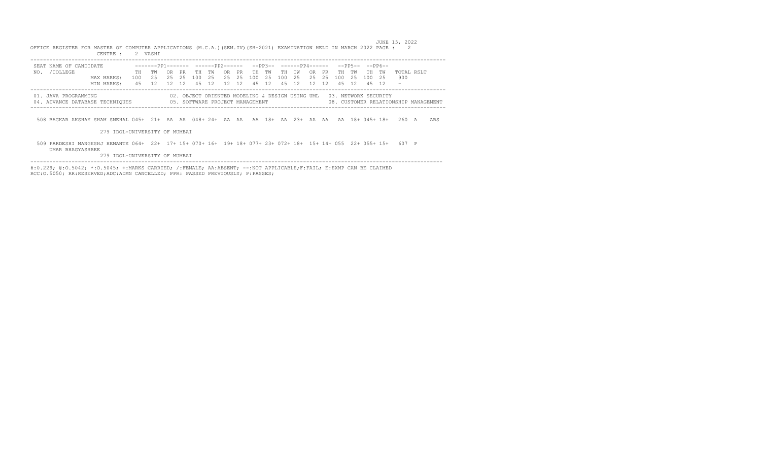JUNE 15, 2022

OFFICE REGISTER FOR MASTER OF COMPUTER APPLICATIONS (M.C.A.)(SEM.IV)(SH-2021) EXAMINATION HELD IN MARCH 2022 PAGE : 2

CENTRE : 2 VASHI

| SEAT NO. | NAME OF CANDIDATE /COLLEGE | PP1 TH | PP1 TW | PP1 OR | PP1 PR | PP2 TH | PP2 TW | PP2 OR | PP2 PR | PP3 TH | PP3 TW | PP4 TH | PP4 TW | PP4 OR | PP4 PR | PP5 TH | PP5 TW | PP6 TH | PP6 TW | TOTAL | RSLT | |
|---|---|---|---|---|---|---|---|---|---|---|---|---|---|---|---|---|---|---|---|---|---|---|
| | MAX MARKS: | 100 | 25 | 25 | 25 | 100 | 25 | 25 | 25 | 100 | 25 | 100 | 25 | 25 | 25 | 100 | 25 | 100 | 25 | 900 | | |
| | MIN MARKS: | 45 | 12 | 12 | 12 | 45 | 12 | 12 | 12 | 45 | 12 | 45 | 12 | 12 | 12 | 45 | 12 | 45 | 12 | - | | |
| 508 | BAGKAR AKSHAY SHAM SNEHAL / 279 IDOL-UNIVERSITY OF MUMBAI | 045+ | 21+ | AA | AA | 048+ | 24+ | AA | AA | AA | 18+ | AA | 23+ | AA | AA | AA | 18+ | 045+ | 18+ | 260 | A | ABS |
| 509 | PARDESHI MANGESHJ HEMANTK UMAR BHAGYASHREE / 279 IDOL-UNIVERSITY OF MUMBAI | 064+ | 22+ | 17+ | 15+ | 070+ | 16+ | 19+ | 18+ | 077+ | 23+ | 072+ | 18+ | 15+ | 14+ | 055 | 22+ | 055+ | 15+ | 607 | P | |

01. JAVA PROGRAMMING
02. OBJECT ORIENTED MODELING & DESIGN USING UML
03. NETWORK SECURITY
04. ADVANCE DATABASE TECHNIQUES
05. SOFTWARE PROJECT MANAGEMENT
08. CUSTOMER RELATIONSHIP MANAGEMENT

#:O.229; @:O.5042; *:O.5045; +:MARKS CARRIED; /:FEMALE; AA:ABSENT; --:NOT APPLICABLE;F:FAIL; E:EXMP CAN BE CLAIMED
RCC:O.5050; RR:RESERVED;ADC:ADMN CANCELLED; PPR: PASSED PREVIOUSLY; P:PASSES;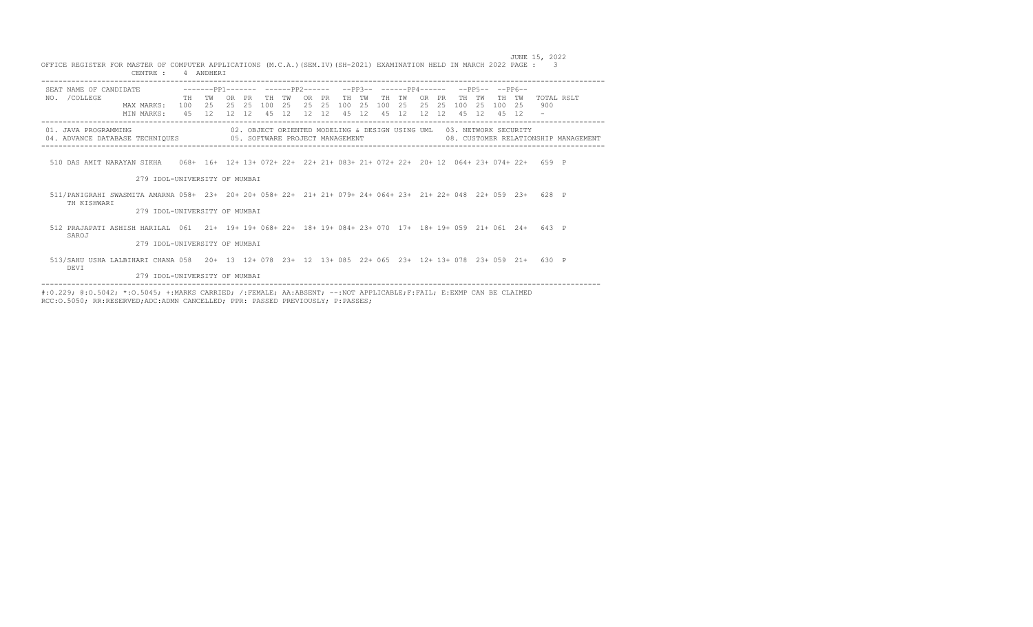JUNE 15, 2022

OFFICE REGISTER FOR MASTER OF COMPUTER APPLICATIONS (M.C.A.)(SEM.IV)(SH-2021) EXAMINATION HELD IN MARCH 2022

CENTRE : 4 ANDHERI

| SEAT NO. | NAME OF CANDIDATE / COLLEGE | PP1 TH | PP1 TW | PP1 OR | PP1 PR | PP2 TH | PP2 TW | PP2 OR | PP2 PR | PP3 TH | PP3 TW | PP4 TH | PP4 TW | PP4 OR | PP4 PR | PP5 TH | PP5 TW | PP6 TH | PP6 TW | TOTAL | RSLT |
|---|---|---|---|---|---|---|---|---|---|---|---|---|---|---|---|---|---|---|---|---|---|
| | MAX MARKS: | 100 | 25 | 25 | 25 | 100 | 25 | 25 | 25 | 100 | 25 | 100 | 25 | 25 | 25 | 100 | 25 | 100 | 25 | 900 | |
| | MIN MARKS: | 45 | 12 | 12 | 12 | 45 | 12 | 12 | 12 | 45 | 12 | 45 | 12 | 12 | 12 | 45 | 12 | 45 | 12 | - | |
| 510 | DAS AMIT NARAYAN SIKHA / 279 IDOL-UNIVERSITY OF MUMBAI | 068+ | 16+ | 12+ | 13+ | 072+ | 22+ | 22+ | 21+ | 083+ | 21+ | 072+ | 22+ | 20+ | 12 | 064+ | 23+ | 074+ | 22+ | 659 | P |
| 511/ | PANIGRAHI SWASMITA AMARNA TH KISHWARI / 279 IDOL-UNIVERSITY OF MUMBAI | 058+ | 23+ | 20+ | 20+ | 058+ | 22+ | 21+ | 21+ | 079+ | 24+ | 064+ | 23+ | 21+ | 22+ | 048 | 22+ | 059 | 23+ | 628 | P |
| 512 | PRAJAPATI ASHISH HARILAL SAROJ / 279 IDOL-UNIVERSITY OF MUMBAI | 061 | 21+ | 19+ | 19+ | 068+ | 22+ | 18+ | 19+ | 084+ | 23+ | 070 | 17+ | 18+ | 19+ | 059 | 21+ | 061 | 24+ | 643 | P |
| 513/ | SAHU USHA LALBIHARI CHANA DEVI / 279 IDOL-UNIVERSITY OF MUMBAI | 058 | 20+ | 13 | 12+ | 078 | 23+ | 12 | 13+ | 085 | 22+ | 065 | 23+ | 12+ | 13+ | 078 | 23+ | 059 | 21+ | 630 | P |

01. JAVA PROGRAMMING
02. OBJECT ORIENTED MODELING & DESIGN USING UML
03. NETWORK SECURITY
04. ADVANCE DATABASE TECHNIQUES
05. SOFTWARE PROJECT MANAGEMENT
08. CUSTOMER RELATIONSHIP MANAGEMENT

#:O.229; @:O.5042; *:O.5045; +:MARKS CARRIED; /:FEMALE; AA:ABSENT; --:NOT APPLICABLE;F:FAIL; E:EXMP CAN BE CLAIMED
RCC:O.5050; RR:RESERVED;ADC:ADMN CANCELLED; PPR: PASSED PREVIOUSLY; P:PASSES;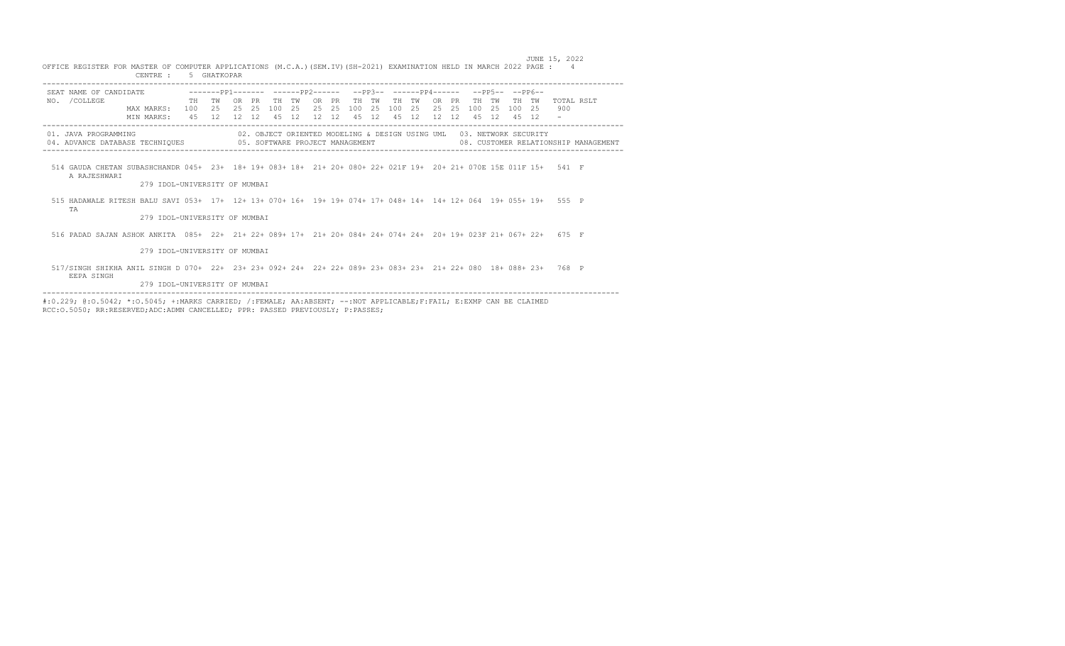JUNE 15, 2022

OFFICE REGISTER FOR MASTER OF COMPUTER APPLICATIONS (M.C.A.)(SEM.IV)(SH-2021) EXAMINATION HELD IN MARCH 2022 PAGE : 4

CENTRE : 5 GHATKOPAR

| SEAT NO. | NAME OF CANDIDATE /COLLEGE | | PP1 TH | PP1 TW | PP1 OR | PP1 PR | PP2 TH | PP2 TW | PP2 OR | PP2 PR | PP3 TH | PP3 TW | PP4 TH | PP4 TW | PP4 OR | PP4 PR | PP5 TH | PP5 TW | PP6 TH | PP6 TW | TOTAL | RSLT |
|---|---|---|---|---|---|---|---|---|---|---|---|---|---|---|---|---|---|---|---|---|---|---|
| | | MAX MARKS: | 100 | 25 | 25 | 25 | 100 | 25 | 25 | 25 | 100 | 25 | 100 | 25 | 25 | 25 | 100 | 25 | 100 | 25 | 900 | |
| | | MIN MARKS: | 45 | 12 | 12 | 12 | 45 | 12 | 12 | 12 | 45 | 12 | 45 | 12 | 12 | 12 | 45 | 12 | 45 | 12 | - | |

01. JAVA PROGRAMMING
02. OBJECT ORIENTED MODELING & DESIGN USING UML
03. NETWORK SECURITY
04. ADVANCE DATABASE TECHNIQUES
05. SOFTWARE PROJECT MANAGEMENT
08. CUSTOMER RELATIONSHIP MANAGEMENT

| SEAT NO. | NAME OF CANDIDATE /COLLEGE | PP1 TH | PP1 TW | PP1 OR | PP1 PR | PP2 TH | PP2 TW | PP2 OR | PP2 PR | PP3 TH | PP3 TW | PP4 TH | PP4 TW | PP4 OR | PP4 PR | PP5 TH | PP5 TW | PP6 TH | PP6 TW | TOTAL | RSLT |
|---|---|---|---|---|---|---|---|---|---|---|---|---|---|---|---|---|---|---|---|---|---|
| 514 | GAUDA CHETAN SUBASHCHANDR A RAJESHWARI / 279 IDOL-UNIVERSITY OF MUMBAI | 045+ | 23+ | 18+ | 19+ | 083+ | 18+ | 21+ | 20+ | 080+ | 22+ | 021F | 19+ | 20+ | 21+ | 070E | 15E | 011F | 15+ | 541 | F |
| 515 | HADAWALE RITESH BALU SAVI TA / 279 IDOL-UNIVERSITY OF MUMBAI | 053+ | 17+ | 12+ | 13+ | 070+ | 16+ | 19+ | 19+ | 074+ | 17+ | 048+ | 14+ | 14+ | 12+ | 064 | 19+ | 055+ | 19+ | 555 | P |
| 516 | PADAD SAJAN ASHOK ANKITA / 279 IDOL-UNIVERSITY OF MUMBAI | 085+ | 22+ | 21+ | 22+ | 089+ | 17+ | 21+ | 20+ | 084+ | 24+ | 074+ | 24+ | 20+ | 19+ | 023F | 21+ | 067+ | 22+ | 675 | F |
| 517/ | SINGH SHIKHA ANIL SINGH D EEPA SINGH / 279 IDOL-UNIVERSITY OF MUMBAI | 070+ | 22+ | 23+ | 23+ | 092+ | 24+ | 22+ | 22+ | 089+ | 23+ | 083+ | 23+ | 21+ | 22+ | 080 | 18+ | 088+ | 23+ | 768 | P |

#:0.229; @:O.5042; *:O.5045; +:MARKS CARRIED; /:FEMALE; AA:ABSENT; --:NOT APPLICABLE;F:FAIL; E:EXMP CAN BE CLAIMED
RCC:O.5050; RR:RESERVED;ADC:ADMN CANCELLED; PPR: PASSED PREVIOUSLY; P:PASSES;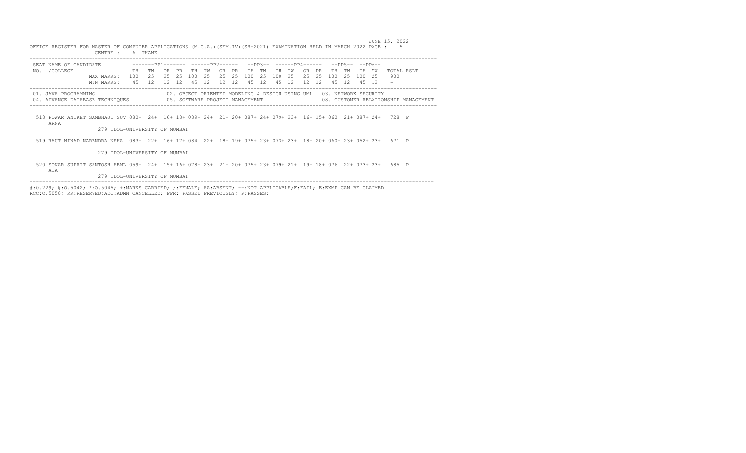JUNE 15, 2022

OFFICE REGISTER FOR MASTER OF COMPUTER APPLICATIONS (M.C.A.)(SEM.IV)(SH-2021) EXAMINATION HELD IN MARCH 2022 PAGE : 5

CENTRE : 6 THANE

| SEAT NO. | NAME OF CANDIDATE /COLLEGE | PP1 TH | PP1 TW | PP1 OR | PP1 PR | PP2 TH | PP2 TW | PP2 OR | PP2 PR | PP3 TH | PP3 TW | PP4 TH | PP4 TW | PP4 OR | PP4 PR | PP5 TH | PP5 TW | PP6 TH | PP6 TW | TOTAL | RSLT |
|---|---|---|---|---|---|---|---|---|---|---|---|---|---|---|---|---|---|---|---|---|---|
| | MAX MARKS: | 100 | 25 | 25 | 25 | 100 | 25 | 25 | 25 | 100 | 25 | 100 | 25 | 25 | 25 | 100 | 25 | 100 | 25 | 900 | |
| | MIN MARKS: | 45 | 12 | 12 | 12 | 45 | 12 | 12 | 12 | 45 | 12 | 45 | 12 | 12 | 12 | 45 | 12 | 45 | 12 | - | |

01. JAVA PROGRAMMING 02. OBJECT ORIENTED MODELING & DESIGN USING UML 03. NETWORK SECURITY
04. ADVANCE DATABASE TECHNIQUES 05. SOFTWARE PROJECT MANAGEMENT 08. CUSTOMER RELATIONSHIP MANAGEMENT

| SEAT NO. | NAME OF CANDIDATE /COLLEGE | PP1 TH | PP1 TW | PP1 OR | PP1 PR | PP2 TH | PP2 TW | PP2 OR | PP2 PR | PP3 TH | PP3 TW | PP4 TH | PP4 TW | PP4 OR | PP4 PR | PP5 TH | PP5 TW | PP6 TH | PP6 TW | TOTAL | RSLT |
|---|---|---|---|---|---|---|---|---|---|---|---|---|---|---|---|---|---|---|---|---|---|
| 518 | POWAR ANIKET SAMBHAJI SUVARNA / 279 IDOL-UNIVERSITY OF MUMBAI | 080+ | 24+ | 16+ | 18+ | 089+ | 24+ | 21+ | 20+ | 087+ | 24+ | 079+ | 23+ | 16+ | 15+ | 060 | 21+ | 087+ | 24+ | 728 | P |
| 519 | RAUT NINAD NARENDRA NEHA / 279 IDOL-UNIVERSITY OF MUMBAI | 083+ | 22+ | 16+ | 17+ | 084 | 22+ | 18+ | 19+ | 075+ | 23+ | 073+ | 23+ | 18+ | 20+ | 060+ | 23+ | 052+ | 23+ | 671 | P |
| 520 | SONAR SUPRIT SANTOSH HEMLATA / 279 IDOL-UNIVERSITY OF MUMBAI | 059+ | 24+ | 15+ | 16+ | 078+ | 23+ | 21+ | 20+ | 075+ | 23+ | 079+ | 21+ | 19+ | 18+ | 076 | 22+ | 073+ | 23+ | 685 | P |

#:O.229; @:O.5042; *:O.5045; +:MARKS CARRIED; /:FEMALE; AA:ABSENT; --:NOT APPLICABLE;F:FAIL; E:EXMP CAN BE CLAIMED
RCC:O.5050; RR:RESERVED;ADC:ADMN CANCELLED; PPR: PASSED PREVIOUSLY; P:PASSES;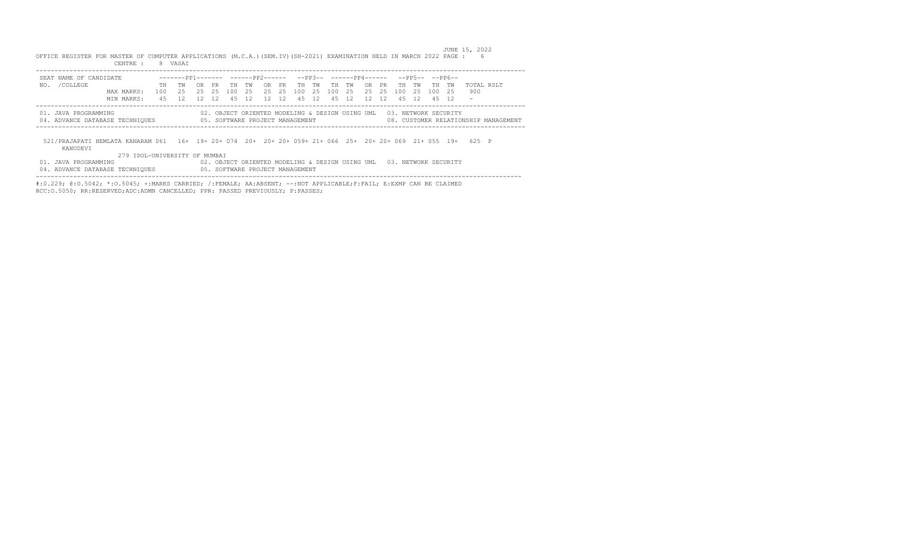JUNE 15, 2022

OFFICE REGISTER FOR MASTER OF COMPUTER APPLICATIONS (M.C.A.)(SEM.IV)(SH-2021) EXAMINATION HELD IN MARCH 2022 PAGE : 6

CENTRE : 8 VASAI

| SEAT NO. | NAME OF CANDIDATE /COLLEGE | | PP1 TH | PP1 TW | PP1 OR | PP1 PR | PP2 TH | PP2 TW | PP2 OR | PP2 PR | PP3 TH | PP3 TW | PP4 TH | PP4 TW | PP4 OR | PP4 PR | PP5 TH | PP5 TW | PP6 TH | PP6 TW | TOTAL | RSLT |
|---|---|---|---|---|---|---|---|---|---|---|---|---|---|---|---|---|---|---|---|---|---|---|
| | | MAX MARKS: | 100 | 25 | 25 | 25 | 100 | 25 | 25 | 25 | 100 | 25 | 100 | 25 | 25 | 25 | 100 | 25 | 100 | 25 | 900 | |
| | | MIN MARKS: | 45 | 12 | 12 | 12 | 45 | 12 | 12 | 12 | 45 | 12 | 45 | 12 | 12 | 12 | 45 | 12 | 45 | 12 | - | |
| 521 | /PRAJAPATI HEMLATA KANARAM KANUDEVI | | 061 | 16+ | 19+ | 20+ | 074 | 20+ | 20+ | 20+ | 059+ | 21+ | 066 | 25+ | 20+ | 20+ | 069 | 21+ | 055 | 19+ | 625 | P |

01. JAVA PROGRAMMING
02. OBJECT ORIENTED MODELING & DESIGN USING UML
03. NETWORK SECURITY
04. ADVANCE DATABASE TECHNIQUES
05. SOFTWARE PROJECT MANAGEMENT
08. CUSTOMER RELATIONSHIP MANAGEMENT

521/PRAJAPATI HEMLATA KANARAM KANUDEVI — 279 IDOL-UNIVERSITY OF MUMBAI

01. JAVA PROGRAMMING
02. OBJECT ORIENTED MODELING & DESIGN USING UML
03. NETWORK SECURITY
04. ADVANCE DATABASE TECHNIQUES
05. SOFTWARE PROJECT MANAGEMENT

#:O.229; @:O.5042; *:O.5045; +:MARKS CARRIED; /:FEMALE; AA:ABSENT; --:NOT APPLICABLE;F:FAIL; E:EXMP CAN BE CLAIMED
RCC:O.5050; RR:RESERVED;ADC:ADMN CANCELLED; PPR: PASSED PREVIOUSLY; P:PASSES;